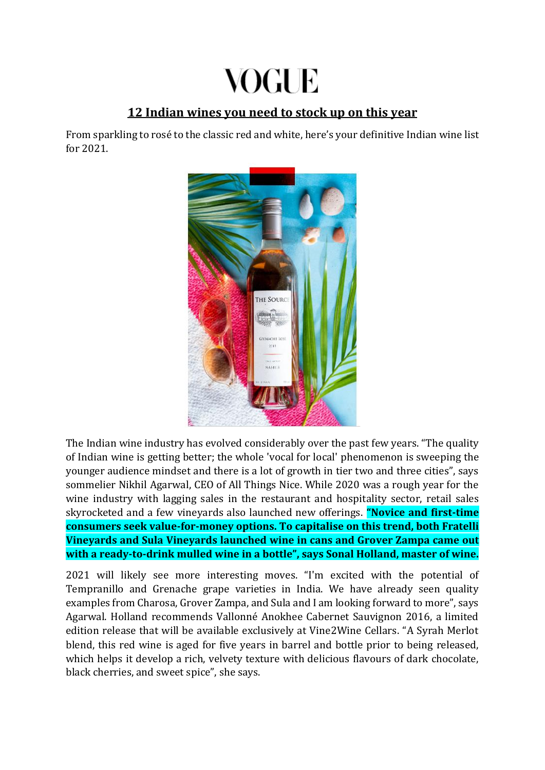# VOGUE

## 12 Indian wines you need to stock up on this year

From sparkling to rosé to the classic red and white, here's your definitive Indian wine list for 2021.

The Indian wine industry has evolved considerably over the past few years. "The quality of Indian wine is getting better; the whole 'vocal for local' phenomenon is sweeping the younger audience mindset and there is a lot of growth in tier two and three cities", says sommelier Nikhil Agarwal, CEO of All Things Nice. While 2020 was a rough year for the wine industry with lagging sales in the restaurant and hospitality sector, retail sales skyrocketed and a few vineyards also launched new offerings. **"Novice and first-time consumers seek value-for-money options. To capitalise on this trend, both Fratelli Vineyards and Sula Vineyards launched wine in cans and Grover Zampa came out with a ready-to-drink mulled wine in a bottle", says Sonal Holland, master of wine.**

2021 will likely see more interesting moves. "I'm excited with the potential of Tempranillo and Grenache grape varieties in India. We have already seen quality examples from Charosa, Grover Zampa, and Sula and I am looking forward to more", says Agarwal. Holland recommends Vallonné Anokhee Cabernet Sauvignon 2016, a limited edition release that will be available exclusively at Vine2Wine Cellars. "A Syrah Merlot blend, this red wine is aged for five years in barrel and bottle prior to being released, which helps it develop a rich, velvety texture with delicious flavours of dark chocolate, black cherries, and sweet spice", she says.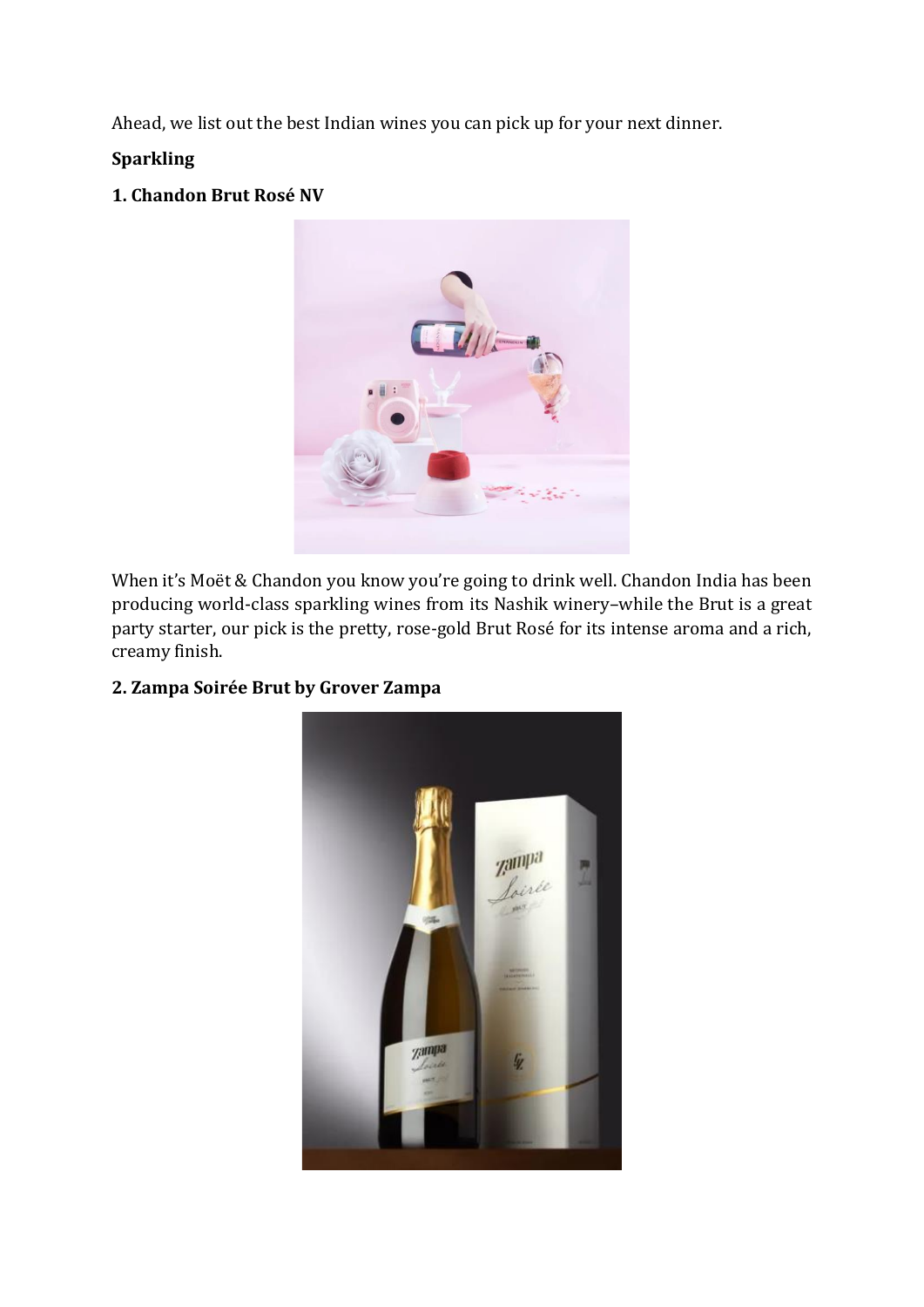Ahead, we list out the best Indian wines you can pick up for your next dinner.

**Sparkling**

**1. Chandon Brut Rosé NV**

When it's Moët & Chandon you know you're going to drink well. Chandon India has been producing world-class sparkling wines from its Nashik winery–while the Brut is a great party starter, our pick is the pretty, rose-gold Brut Rosé for its intense aroma and a rich, creamy finish.

**2. Zampa Soirée Brut by Grover Zampa**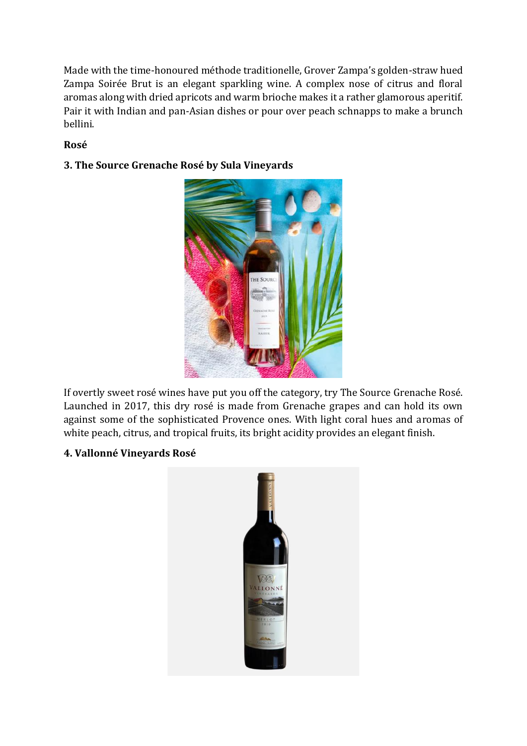Made with the time-honoured méthode traditionelle, Grover Zampa's golden-straw hued Zampa Soirée Brut is an elegant sparkling wine. A complex nose of citrus and floral aromas along with dried apricots and warm brioche makes it a rather glamorous aperitif. Pair it with Indian and pan-Asian dishes or pour over peach schnapps to make a brunch bellini.

**Rosé**

**3. The Source Grenache Rosé by Sula Vineyards**

If overtly sweet rosé wines have put you off the category, try The Source Grenache Rosé. Launched in 2017, this dry rosé is made from Grenache grapes and can hold its own against some of the sophisticated Provence ones. With light coral hues and aromas of white peach, citrus, and tropical fruits, its bright acidity provides an elegant finish.

**4. Vallonné Vineyards Rosé**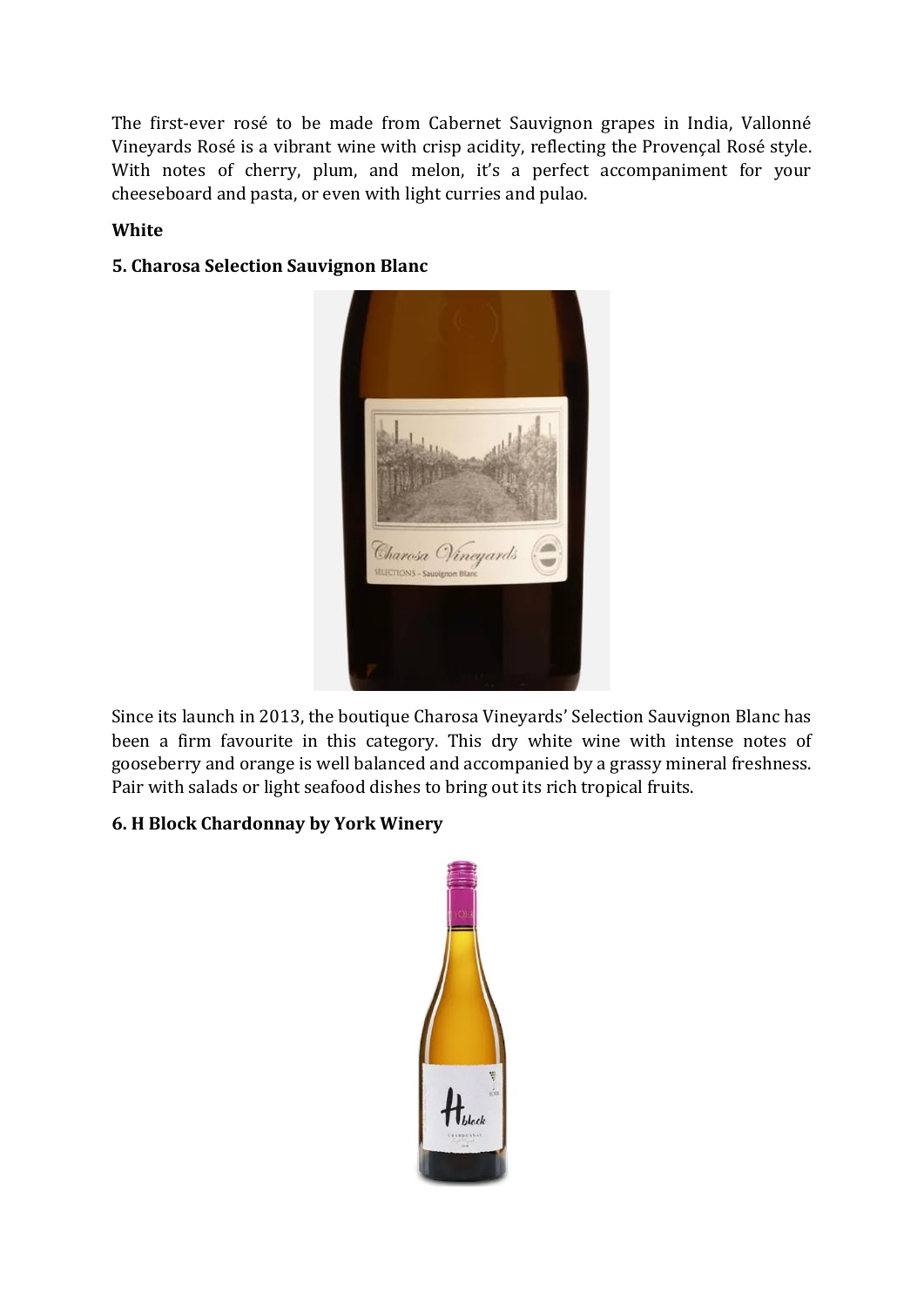The first-ever rosé to be made from Cabernet Sauvignon grapes in India, Vallonné Vineyards Rosé is a vibrant wine with crisp acidity, reflecting the Provençal Rosé style. With notes of cherry, plum, and melon, it's a perfect accompaniment for your cheeseboard and pasta, or even with light curries and pulao.

**White**

**5. Charosa Selection Sauvignon Blanc**

Since its launch in 2013, the boutique Charosa Vineyards' Selection Sauvignon Blanc has been a firm favourite in this category. This dry white wine with intense notes of gooseberry and orange is well balanced and accompanied by a grassy mineral freshness. Pair with salads or light seafood dishes to bring out its rich tropical fruits.

**6. H Block Chardonnay by York Winery**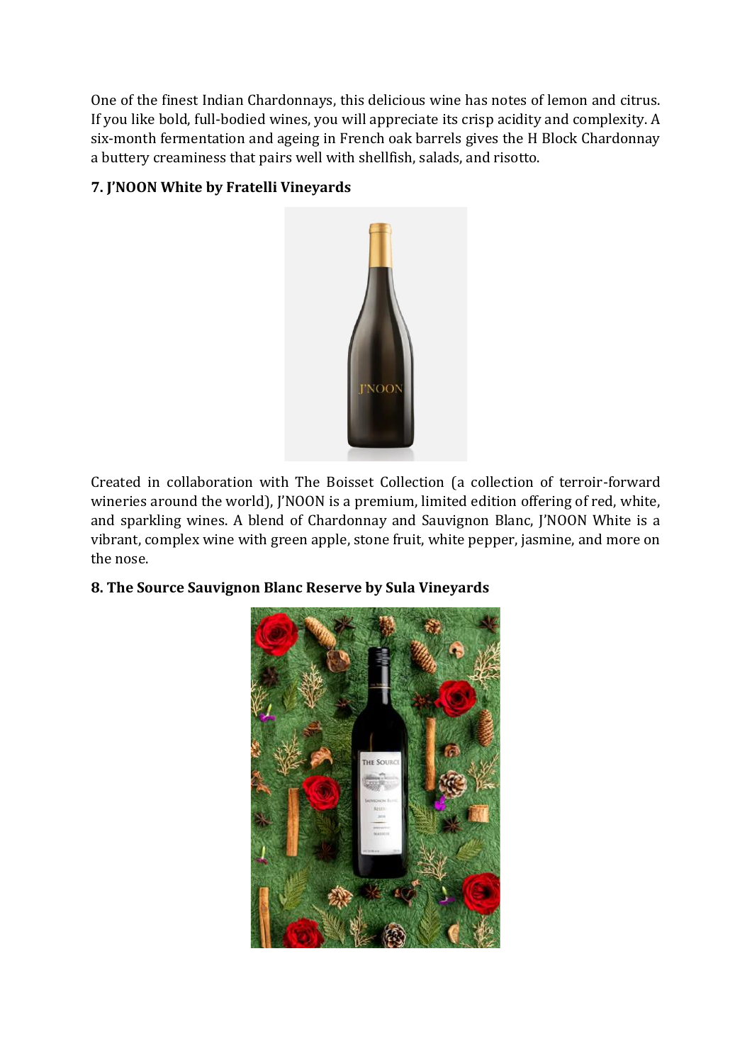One of the finest Indian Chardonnays, this delicious wine has notes of lemon and citrus. If you like bold, full-bodied wines, you will appreciate its crisp acidity and complexity. A six-month fermentation and ageing in French oak barrels gives the H Block Chardonnay a buttery creaminess that pairs well with shellfish, salads, and risotto.

**7. J'NOON White by Fratelli Vineyards**

Created in collaboration with The Boisset Collection (a collection of terroir-forward wineries around the world), J'NOON is a premium, limited edition offering of red, white, and sparkling wines. A blend of Chardonnay and Sauvignon Blanc, J'NOON White is a vibrant, complex wine with green apple, stone fruit, white pepper, jasmine, and more on the nose.

**8. The Source Sauvignon Blanc Reserve by Sula Vineyards**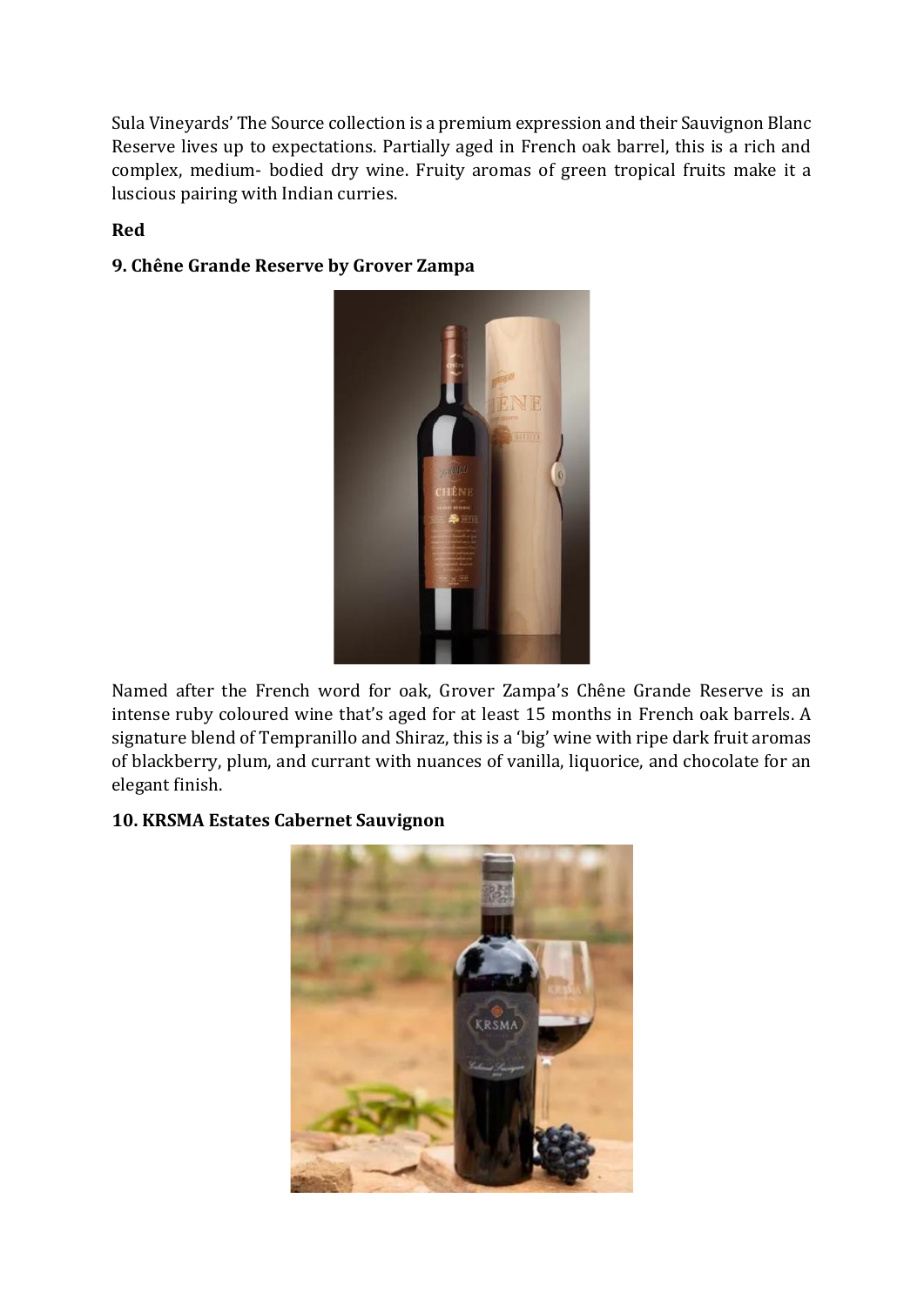Sula Vineyards' The Source collection is a premium expression and their Sauvignon Blanc Reserve lives up to expectations. Partially aged in French oak barrel, this is a rich and complex, medium- bodied dry wine. Fruity aromas of green tropical fruits make it a luscious pairing with Indian curries.

**Red**

**9. Chêne Grande Reserve by Grover Zampa**

Named after the French word for oak, Grover Zampa's Chêne Grande Reserve is an intense ruby coloured wine that's aged for at least 15 months in French oak barrels. A signature blend of Tempranillo and Shiraz, this is a 'big' wine with ripe dark fruit aromas of blackberry, plum, and currant with nuances of vanilla, liquorice, and chocolate for an elegant finish.

**10. KRSMA Estates Cabernet Sauvignon**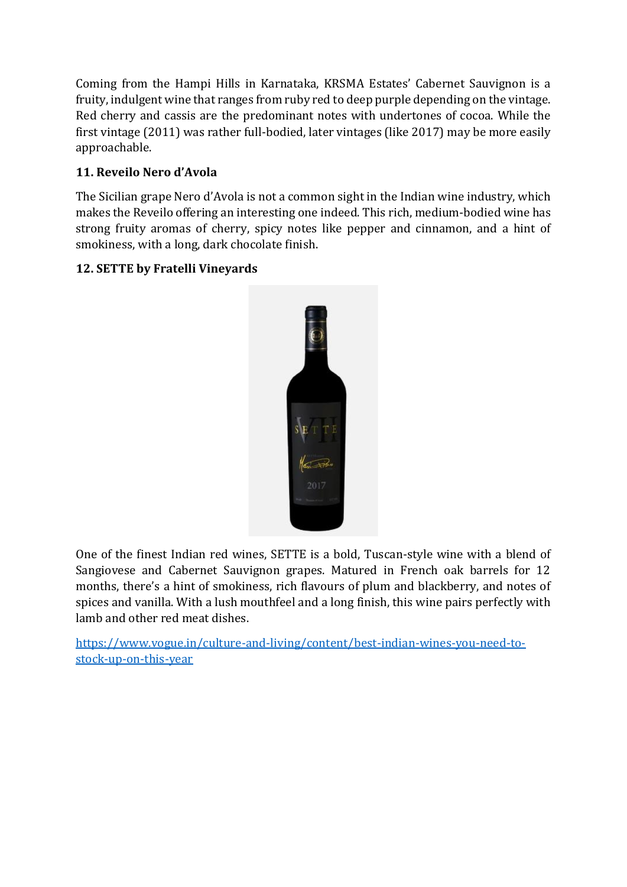Coming from the Hampi Hills in Karnataka, KRSMA Estates' Cabernet Sauvignon is a fruity, indulgent wine that ranges from ruby red to deep purple depending on the vintage. Red cherry and cassis are the predominant notes with undertones of cocoa. While the first vintage (2011) was rather full-bodied, later vintages (like 2017) may be more easily approachable.

### 11. Reveilo Nero d'Avola

The Sicilian grape Nero d'Avola is not a common sight in the Indian wine industry, which makes the Reveilo offering an interesting one indeed. This rich, medium-bodied wine has strong fruity aromas of cherry, spicy notes like pepper and cinnamon, and a hint of smokiness, with a long, dark chocolate finish.

### 12. SETTE by Fratelli Vineyards

One of the finest Indian red wines, SETTE is a bold, Tuscan-style wine with a blend of Sangiovese and Cabernet Sauvignon grapes. Matured in French oak barrels for 12 months, there's a hint of smokiness, rich flavours of plum and blackberry, and notes of spices and vanilla. With a lush mouthfeel and a long finish, this wine pairs perfectly with lamb and other red meat dishes.

[https://www.vogue.in/culture-and-living/content/best-indian-wines-you-need-to-stock-up-on-this-year](https://www.vogue.in/culture-and-living/content/best-indian-wines-you-need-to-stock-up-on-this-year)